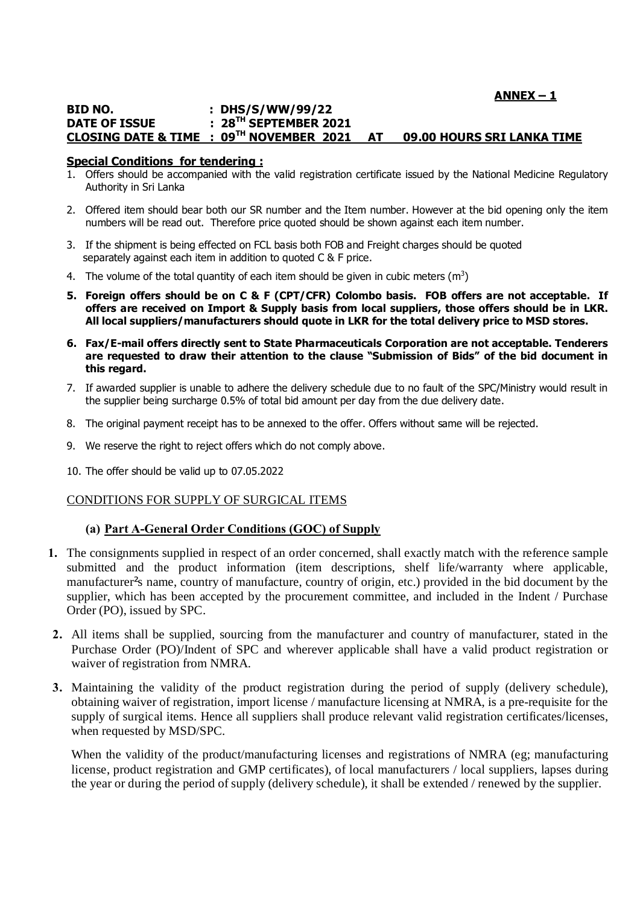**ANNEX – 1**

**BID NO. : DHS/S/WW/99/22**
**DATE OF ISSUE : 28TH SEPTEMBER 2021**
**CLOSING DATE & TIME : 09TH NOVEMBER 2021 AT 09.00 HOURS SRI LANKA TIME**

**Special Conditions for tendering :**

1. Offers should be accompanied with the valid registration certificate issued by the National Medicine Regulatory Authority in Sri Lanka
2. Offered item should bear both our SR number and the Item number. However at the bid opening only the item numbers will be read out. Therefore price quoted should be shown against each item number.
3. If the shipment is being effected on FCL basis both FOB and Freight charges should be quoted separately against each item in addition to quoted C & F price.
4. The volume of the total quantity of each item should be given in cubic meters ($m^3$)
5. **Foreign offers should be on C & F (CPT/CFR) Colombo basis. FOB offers are not acceptable. If offers are received on Import & Supply basis from local suppliers, those offers should be in LKR. All local suppliers/manufacturers should quote in LKR for the total delivery price to MSD stores.**
6. **Fax/E-mail offers directly sent to State Pharmaceuticals Corporation are not acceptable. Tenderers are requested to draw their attention to the clause "Submission of Bids" of the bid document in this regard.**
7. If awarded supplier is unable to adhere the delivery schedule due to no fault of the SPC/Ministry would result in the supplier being surcharge 0.5% of total bid amount per day from the due delivery date.
8. The original payment receipt has to be annexed to the offer. Offers without same will be rejected.
9. We reserve the right to reject offers which do not comply above.
10. The offer should be valid up to 07.05.2022

CONDITIONS FOR SUPPLY OF SURGICAL ITEMS

**(a) Part A-General Order Conditions (GOC) of Supply**

1. The consignments supplied in respect of an order concerned, shall exactly match with the reference sample submitted and the product information (item descriptions, shelf life/warranty where applicable, manufacturer's name, country of manufacture, country of origin, etc.) provided in the bid document by the supplier, which has been accepted by the procurement committee, and included in the Indent / Purchase Order (PO), issued by SPC.
2. All items shall be supplied, sourcing from the manufacturer and country of manufacturer, stated in the Purchase Order (PO)/Indent of SPC and wherever applicable shall have a valid product registration or waiver of registration from NMRA.
3. Maintaining the validity of the product registration during the period of supply (delivery schedule), obtaining waiver of registration, import license / manufacture licensing at NMRA, is a pre-requisite for the supply of surgical items. Hence all suppliers shall produce relevant valid registration certificates/licenses, when requested by MSD/SPC.

   When the validity of the product/manufacturing licenses and registrations of NMRA (eg; manufacturing license, product registration and GMP certificates), of local manufacturers / local suppliers, lapses during the year or during the period of supply (delivery schedule), it shall be extended / renewed by the supplier.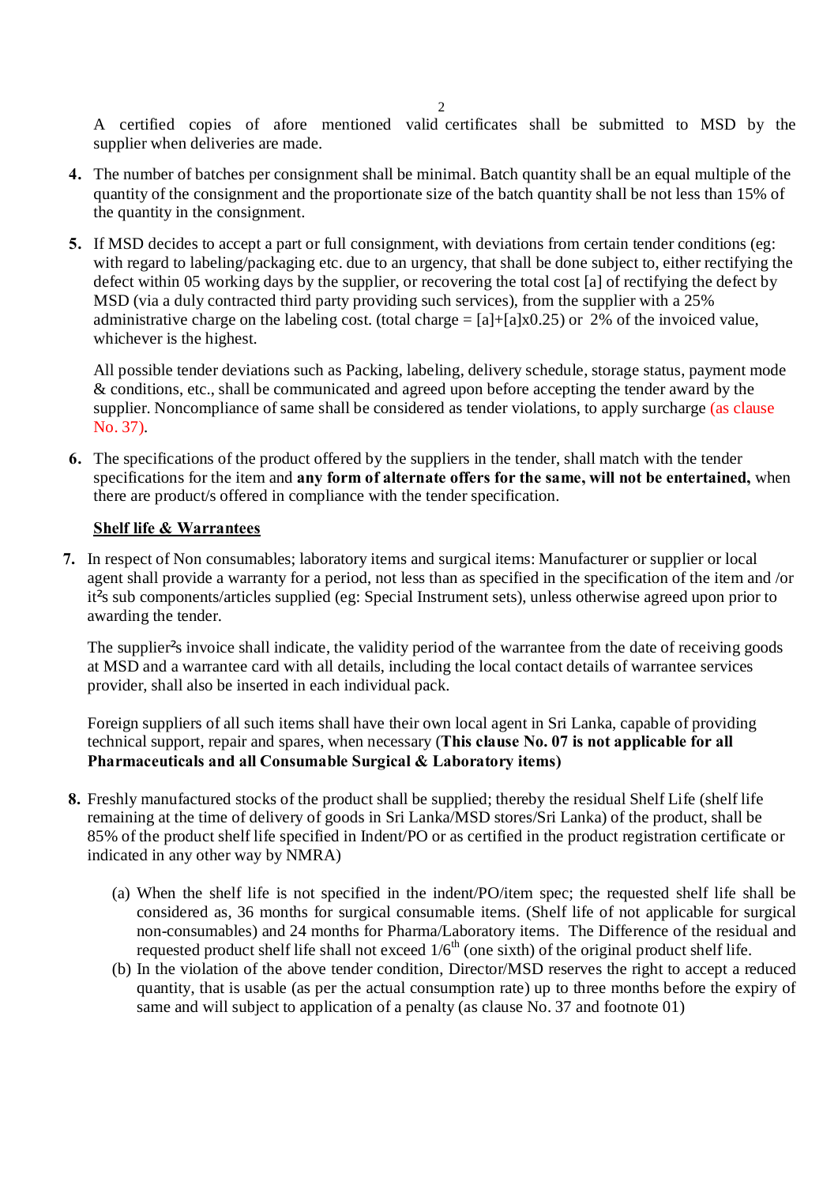A certified copies of afore mentioned valid certificates shall be submitted to MSD by the supplier when deliveries are made.

**4.** The number of batches per consignment shall be minimal. Batch quantity shall be an equal multiple of the quantity of the consignment and the proportionate size of the batch quantity shall be not less than 15% of the quantity in the consignment.

**5.** If MSD decides to accept a part or full consignment, with deviations from certain tender conditions (eg: with regard to labeling/packaging etc. due to an urgency, that shall be done subject to, either rectifying the defect within 05 working days by the supplier, or recovering the total cost [a] of rectifying the defect by MSD (via a duly contracted third party providing such services), from the supplier with a 25% administrative charge on the labeling cost. (total charge = [a]+[a]x0.25) or 2% of the invoiced value, whichever is the highest.

All possible tender deviations such as Packing, labeling, delivery schedule, storage status, payment mode & conditions, etc., shall be communicated and agreed upon before accepting the tender award by the supplier. Noncompliance of same shall be considered as tender violations, to apply surcharge (as clause No. 37).

**6.** The specifications of the product offered by the suppliers in the tender, shall match with the tender specifications for the item and **any form of alternate offers for the same, will not be entertained,** when there are product/s offered in compliance with the tender specification.

**<u>Shelf life & Warrantees</u>**

**7.** In respect of Non consumables; laboratory items and surgical items: Manufacturer or supplier or local agent shall provide a warranty for a period, not less than as specified in the specification of the item and /or it²s sub components/articles supplied (eg: Special Instrument sets), unless otherwise agreed upon prior to awarding the tender.

The supplier²s invoice shall indicate, the validity period of the warrantee from the date of receiving goods at MSD and a warrantee card with all details, including the local contact details of warrantee services provider, shall also be inserted in each individual pack.

Foreign suppliers of all such items shall have their own local agent in Sri Lanka, capable of providing technical support, repair and spares, when necessary (**This clause No. 07 is not applicable for all Pharmaceuticals and all Consumable Surgical & Laboratory items)**

**8.** Freshly manufactured stocks of the product shall be supplied; thereby the residual Shelf Life (shelf life remaining at the time of delivery of goods in Sri Lanka/MSD stores/Sri Lanka) of the product, shall be 85% of the product shelf life specified in Indent/PO or as certified in the product registration certificate or indicated in any other way by NMRA)

(a) When the shelf life is not specified in the indent/PO/item spec; the requested shelf life shall be considered as, 36 months for surgical consumable items. (Shelf life of not applicable for surgical non-consumables) and 24 months for Pharma/Laboratory items. The Difference of the residual and requested product shelf life shall not exceed $1/6^{th}$ (one sixth) of the original product shelf life.

(b) In the violation of the above tender condition, Director/MSD reserves the right to accept a reduced quantity, that is usable (as per the actual consumption rate) up to three months before the expiry of same and will subject to application of a penalty (as clause No. 37 and footnote 01)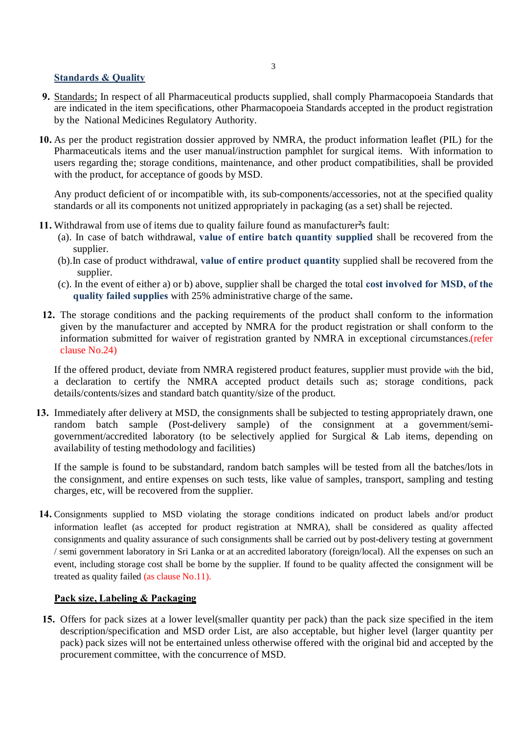## Standards & Quality

**9.** Standards; In respect of all Pharmaceutical products supplied, shall comply Pharmacopoeia Standards that are indicated in the item specifications, other Pharmacopoeia Standards accepted in the product registration by the National Medicines Regulatory Authority.

**10.** As per the product registration dossier approved by NMRA, the product information leaflet (PIL) for the Pharmaceuticals items and the user manual/instruction pamphlet for surgical items. With information to users regarding the; storage conditions, maintenance, and other product compatibilities, shall be provided with the product, for acceptance of goods by MSD.

Any product deficient of or incompatible with, its sub-components/accessories, not at the specified quality standards or all its components not unitized appropriately in packaging (as a set) shall be rejected.

**11.** Withdrawal from use of items due to quality failure found as manufacturer²s fault:

(a). In case of batch withdrawal, **value of entire batch quantity supplied** shall be recovered from the supplier.

(b).In case of product withdrawal, **value of entire product quantity** supplied shall be recovered from the supplier.

(c). In the event of either a) or b) above, supplier shall be charged the total **cost involved for MSD, of the quality failed supplies** with 25% administrative charge of the same**.**

**12.** The storage conditions and the packing requirements of the product shall conform to the information given by the manufacturer and accepted by NMRA for the product registration or shall conform to the information submitted for waiver of registration granted by NMRA in exceptional circumstances.(refer clause No.24)

If the offered product, deviate from NMRA registered product features, supplier must provide with the bid, a declaration to certify the NMRA accepted product details such as; storage conditions, pack details/contents/sizes and standard batch quantity/size of the product.

**13.** Immediately after delivery at MSD, the consignments shall be subjected to testing appropriately drawn, one random batch sample (Post-delivery sample) of the consignment at a government/semi-government/accredited laboratory (to be selectively applied for Surgical & Lab items, depending on availability of testing methodology and facilities)

If the sample is found to be substandard, random batch samples will be tested from all the batches/lots in the consignment, and entire expenses on such tests, like value of samples, transport, sampling and testing charges, etc, will be recovered from the supplier.

**14.** Consignments supplied to MSD violating the storage conditions indicated on product labels and/or product information leaflet (as accepted for product registration at NMRA), shall be considered as quality affected consignments and quality assurance of such consignments shall be carried out by post-delivery testing at government / semi government laboratory in Sri Lanka or at an accredited laboratory (foreign/local). All the expenses on such an event, including storage cost shall be borne by the supplier. If found to be quality affected the consignment will be treated as quality failed (as clause No.11).

## Pack size, Labeling & Packaging

**15.** Offers for pack sizes at a lower level(smaller quantity per pack) than the pack size specified in the item description/specification and MSD order List, are also acceptable, but higher level (larger quantity per pack) pack sizes will not be entertained unless otherwise offered with the original bid and accepted by the procurement committee, with the concurrence of MSD.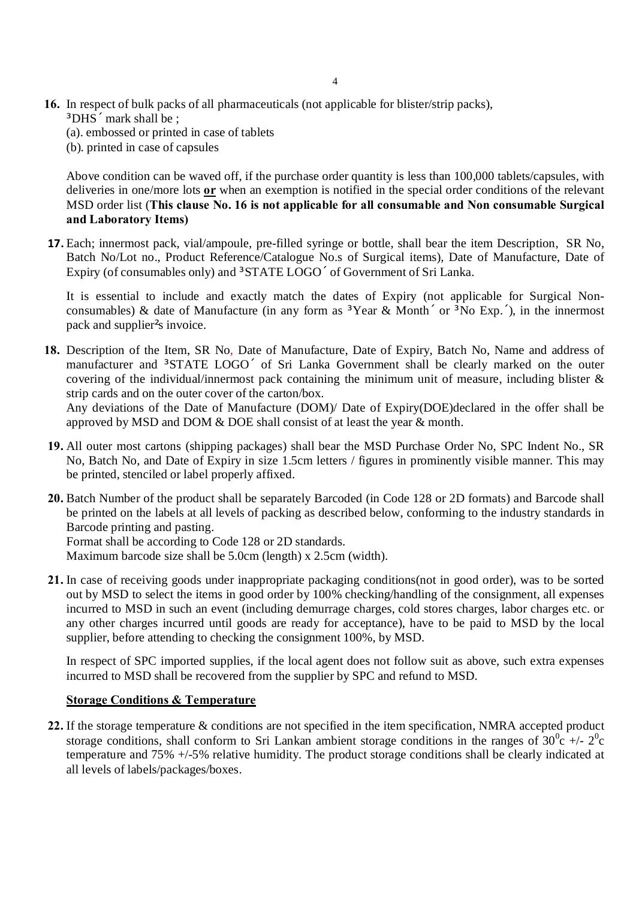**16.** In respect of bulk packs of all pharmaceuticals (not applicable for blister/strip packs), ³DHS´ mark shall be ;

(a). embossed or printed in case of tablets

(b). printed in case of capsules

Above condition can be waved off, if the purchase order quantity is less than 100,000 tablets/capsules, with deliveries in one/more lots **or** when an exemption is notified in the special order conditions of the relevant MSD order list (**This clause No. 16 is not applicable for all consumable and Non consumable Surgical and Laboratory Items)**

**17.** Each; innermost pack, vial/ampoule, pre-filled syringe or bottle, shall bear the item Description, SR No, Batch No/Lot no., Product Reference/Catalogue No.s of Surgical items), Date of Manufacture, Date of Expiry (of consumables only) and ³STATE LOGO´ of Government of Sri Lanka.

It is essential to include and exactly match the dates of Expiry (not applicable for Surgical Non-consumables) & date of Manufacture (in any form as ³Year & Month´ or ³No Exp.´), in the innermost pack and supplier²s invoice.

**18.** Description of the Item, SR No, Date of Manufacture, Date of Expiry, Batch No, Name and address of manufacturer and ³STATE LOGO´ of Sri Lanka Government shall be clearly marked on the outer covering of the individual/innermost pack containing the minimum unit of measure, including blister & strip cards and on the outer cover of the carton/box.

Any deviations of the Date of Manufacture (DOM)/ Date of Expiry(DOE)declared in the offer shall be approved by MSD and DOM & DOE shall consist of at least the year & month.

**19.** All outer most cartons (shipping packages) shall bear the MSD Purchase Order No, SPC Indent No., SR No, Batch No, and Date of Expiry in size 1.5cm letters / figures in prominently visible manner. This may be printed, stenciled or label properly affixed.

**20.** Batch Number of the product shall be separately Barcoded (in Code 128 or 2D formats) and Barcode shall be printed on the labels at all levels of packing as described below, conforming to the industry standards in Barcode printing and pasting.

Format shall be according to Code 128 or 2D standards.

Maximum barcode size shall be 5.0cm (length) x 2.5cm (width).

**21.** In case of receiving goods under inappropriate packaging conditions(not in good order), was to be sorted out by MSD to select the items in good order by 100% checking/handling of the consignment, all expenses incurred to MSD in such an event (including demurrage charges, cold stores charges, labor charges etc. or any other charges incurred until goods are ready for acceptance), have to be paid to MSD by the local supplier, before attending to checking the consignment 100%, by MSD.

In respect of SPC imported supplies, if the local agent does not follow suit as above, such extra expenses incurred to MSD shall be recovered from the supplier by SPC and refund to MSD.

**Storage Conditions & Temperature**

**22.** If the storage temperature & conditions are not specified in the item specification, NMRA accepted product storage conditions, shall conform to Sri Lankan ambient storage conditions in the ranges of $30^0$c +/- $2^0$c temperature and 75% +/-5% relative humidity. The product storage conditions shall be clearly indicated at all levels of labels/packages/boxes.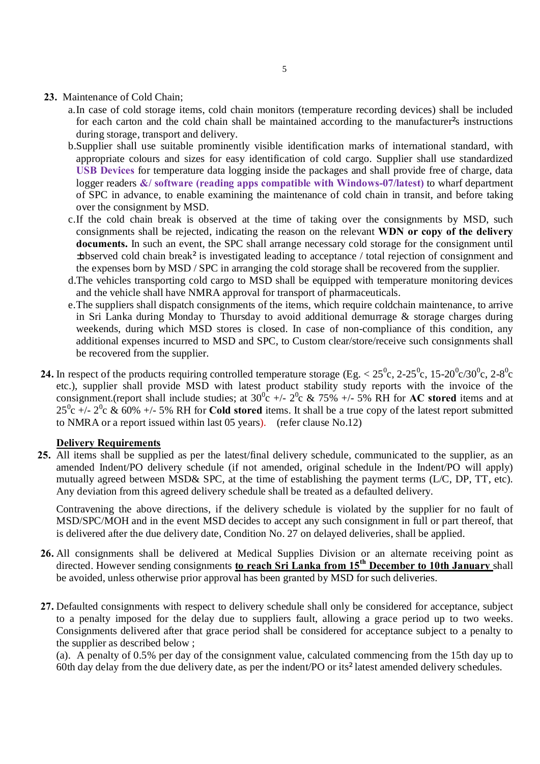**23.** Maintenance of Cold Chain;

a. In case of cold storage items, cold chain monitors (temperature recording devices) shall be included for each carton and the cold chain shall be maintained according to the manufacturer's instructions during storage, transport and delivery.

b. Supplier shall use suitable prominently visible identification marks of international standard, with appropriate colours and sizes for easy identification of cold cargo. Supplier shall use standardized **USB Devices** for temperature data logging inside the packages and shall provide free of charge, data logger readers **&/ software (reading apps compatible with Windows-07/latest)** to wharf department of SPC in advance, to enable examining the maintenance of cold chain in transit, and before taking over the consignment by MSD.

c. If the cold chain break is observed at the time of taking over the consignments by MSD, such consignments shall be rejected, indicating the reason on the relevant **WDN or copy of the delivery documents.** In such an event, the SPC shall arrange necessary cold storage for the consignment until 'observed cold chain break' is investigated leading to acceptance / total rejection of consignment and the expenses born by MSD / SPC in arranging the cold storage shall be recovered from the supplier.

d. The vehicles transporting cold cargo to MSD shall be equipped with temperature monitoring devices and the vehicle shall have NMRA approval for transport of pharmaceuticals.

e. The suppliers shall dispatch consignments of the items, which require coldchain maintenance, to arrive in Sri Lanka during Monday to Thursday to avoid additional demurrage & storage charges during weekends, during which MSD stores is closed. In case of non-compliance of this condition, any additional expenses incurred to MSD and SPC, to Custom clear/store/receive such consignments shall be recovered from the supplier.

**24.** In respect of the products requiring controlled temperature storage (Eg. < $25^0$c, 2-$25^0$c, 15-$20^0$c/$30^0$c, 2-$8^0$c etc.), supplier shall provide MSD with latest product stability study reports with the invoice of the consignment.(report shall include studies; at $30^0$c +/- $2^0$c & 75% +/- 5% RH for **AC stored** items and at $25^0$c +/- $2^0$c & 60% +/- 5% RH for **Cold stored** items. It shall be a true copy of the latest report submitted to NMRA or a report issued within last 05 years). (refer clause No.12)

**<u>Delivery Requirements</u>**

**25.** All items shall be supplied as per the latest/final delivery schedule, communicated to the supplier, as an amended Indent/PO delivery schedule (if not amended, original schedule in the Indent/PO will apply) mutually agreed between MSD& SPC, at the time of establishing the payment terms (L/C, DP, TT, etc). Any deviation from this agreed delivery schedule shall be treated as a defaulted delivery.

Contravening the above directions, if the delivery schedule is violated by the supplier for no fault of MSD/SPC/MOH and in the event MSD decides to accept any such consignment in full or part thereof, that is delivered after the due delivery date, Condition No. 27 on delayed deliveries, shall be applied.

**26.** All consignments shall be delivered at Medical Supplies Division or an alternate receiving point as directed. However sending consignments **<u>to reach Sri Lanka from 15th December to 10th January</u>** shall be avoided, unless otherwise prior approval has been granted by MSD for such deliveries.

**27.** Defaulted consignments with respect to delivery schedule shall only be considered for acceptance, subject to a penalty imposed for the delay due to suppliers fault, allowing a grace period up to two weeks. Consignments delivered after that grace period shall be considered for acceptance subject to a penalty to the supplier as described below ;

(a). A penalty of 0.5% per day of the consignment value, calculated commencing from the 15th day up to 60th day delay from the due delivery date, as per the indent/PO or its' latest amended delivery schedules.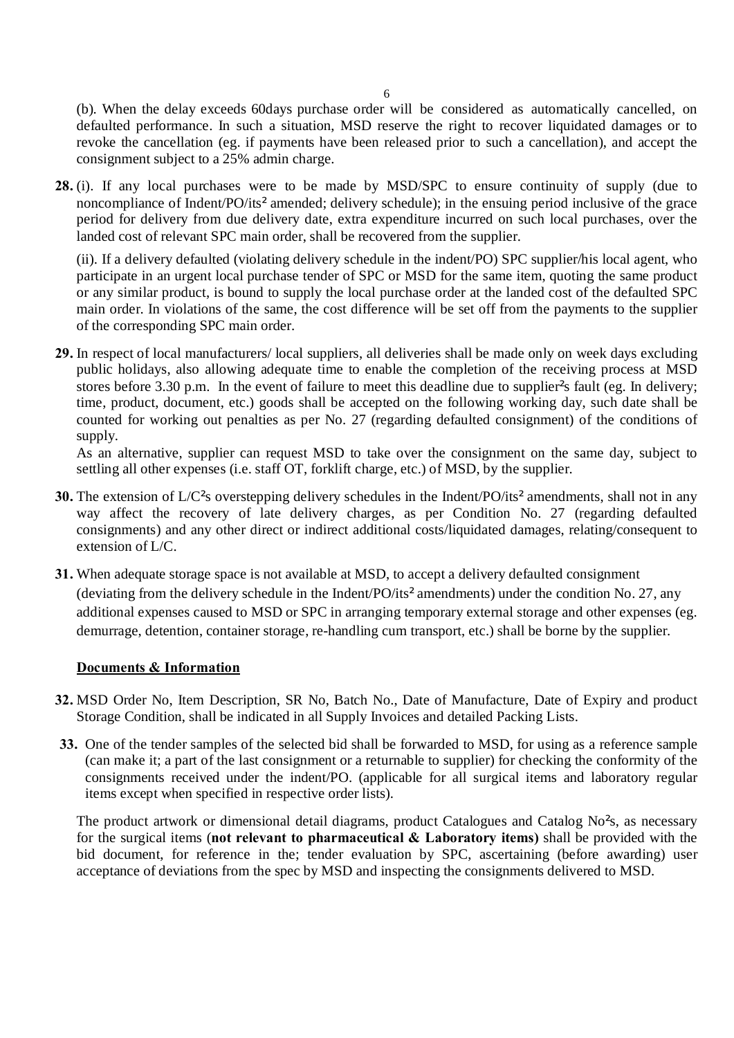(b). When the delay exceeds 60days purchase order will be considered as automatically cancelled, on defaulted performance. In such a situation, MSD reserve the right to recover liquidated damages or to revoke the cancellation (eg. if payments have been released prior to such a cancellation), and accept the consignment subject to a 25% admin charge.

**28.** (i). If any local purchases were to be made by MSD/SPC to ensure continuity of supply (due to noncompliance of Indent/PO/its² amended; delivery schedule); in the ensuing period inclusive of the grace period for delivery from due delivery date, extra expenditure incurred on such local purchases, over the landed cost of relevant SPC main order, shall be recovered from the supplier.

(ii). If a delivery defaulted (violating delivery schedule in the indent/PO) SPC supplier/his local agent, who participate in an urgent local purchase tender of SPC or MSD for the same item, quoting the same product or any similar product, is bound to supply the local purchase order at the landed cost of the defaulted SPC main order. In violations of the same, the cost difference will be set off from the payments to the supplier of the corresponding SPC main order.

**29.** In respect of local manufacturers/ local suppliers, all deliveries shall be made only on week days excluding public holidays, also allowing adequate time to enable the completion of the receiving process at MSD stores before 3.30 p.m. In the event of failure to meet this deadline due to supplier²s fault (eg. In delivery; time, product, document, etc.) goods shall be accepted on the following working day, such date shall be counted for working out penalties as per No. 27 (regarding defaulted consignment) of the conditions of supply.

As an alternative, supplier can request MSD to take over the consignment on the same day, subject to settling all other expenses (i.e. staff OT, forklift charge, etc.) of MSD, by the supplier.

**30.** The extension of L/C²s overstepping delivery schedules in the Indent/PO/its² amendments, shall not in any way affect the recovery of late delivery charges, as per Condition No. 27 (regarding defaulted consignments) and any other direct or indirect additional costs/liquidated damages, relating/consequent to extension of L/C.

**31.** When adequate storage space is not available at MSD, to accept a delivery defaulted consignment (deviating from the delivery schedule in the Indent/PO/its² amendments) under the condition No. 27, any additional expenses caused to MSD or SPC in arranging temporary external storage and other expenses (eg. demurrage, detention, container storage, re-handling cum transport, etc.) shall be borne by the supplier.

**Documents & Information**

**32.** MSD Order No, Item Description, SR No, Batch No., Date of Manufacture, Date of Expiry and product Storage Condition, shall be indicated in all Supply Invoices and detailed Packing Lists.

**33.** One of the tender samples of the selected bid shall be forwarded to MSD, for using as a reference sample (can make it; a part of the last consignment or a returnable to supplier) for checking the conformity of the consignments received under the indent/PO. (applicable for all surgical items and laboratory regular items except when specified in respective order lists).

The product artwork or dimensional detail diagrams, product Catalogues and Catalog No²s, as necessary for the surgical items (**not relevant to pharmaceutical & Laboratory items)** shall be provided with the bid document, for reference in the; tender evaluation by SPC, ascertaining (before awarding) user acceptance of deviations from the spec by MSD and inspecting the consignments delivered to MSD.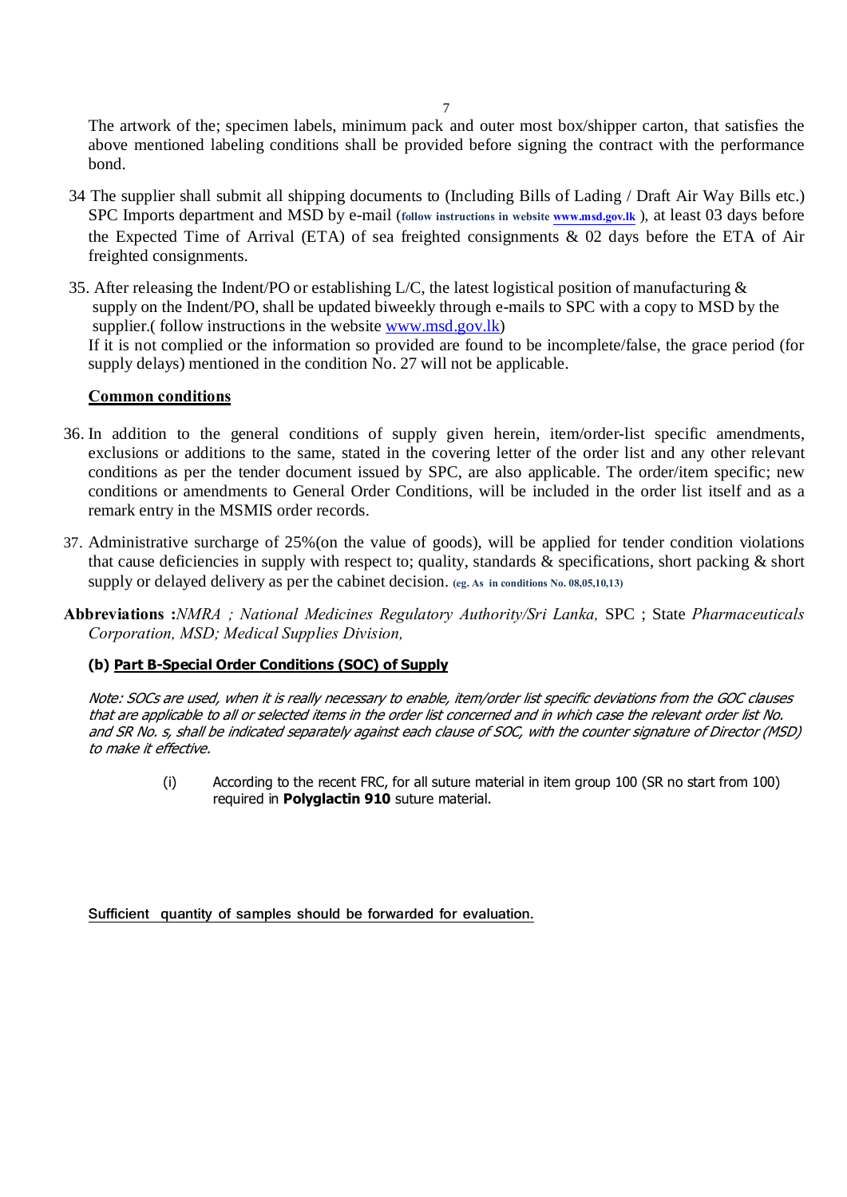The artwork of the; specimen labels, minimum pack and outer most box/shipper carton, that satisfies the above mentioned labeling conditions shall be provided before signing the contract with the performance bond.

34 The supplier shall submit all shipping documents to (Including Bills of Lading / Draft Air Way Bills etc.) SPC Imports department and MSD by e-mail (**follow instructions in website www.msd.gov.lk** ), at least 03 days before the Expected Time of Arrival (ETA) of sea freighted consignments & 02 days before the ETA of Air freighted consignments.

35. After releasing the Indent/PO or establishing L/C, the latest logistical position of manufacturing & supply on the Indent/PO, shall be updated biweekly through e-mails to SPC with a copy to MSD by the supplier.( follow instructions in the website www.msd.gov.lk)
If it is not complied or the information so provided are found to be incomplete/false, the grace period (for supply delays) mentioned in the condition No. 27 will not be applicable.

**Common conditions**

36. In addition to the general conditions of supply given herein, item/order-list specific amendments, exclusions or additions to the same, stated in the covering letter of the order list and any other relevant conditions as per the tender document issued by SPC, are also applicable. The order/item specific; new conditions or amendments to General Order Conditions, will be included in the order list itself and as a remark entry in the MSMIS order records.

37. Administrative surcharge of 25%(on the value of goods), will be applied for tender condition violations that cause deficiencies in supply with respect to; quality, standards & specifications, short packing & short supply or delayed delivery as per the cabinet decision. **(eg. As in conditions No. 08,05,10,13)**

**Abbreviations :***NMRA ; National Medicines Regulatory Authority/Sri Lanka,* SPC ; State *Pharmaceuticals Corporation, MSD; Medical Supplies Division,*

**(b) Part B-Special Order Conditions (SOC) of Supply**

*Note: SOCs are used, when it is really necessary to enable, item/order list specific deviations from the GOC clauses that are applicable to all or selected items in the order list concerned and in which case the relevant order list No. and SR No. s, shall be indicated separately against each clause of SOC, with the counter signature of Director (MSD) to make it effective.*

(i) According to the recent FRC, for all suture material in item group 100 (SR no start from 100) required in **Polyglactin 910** suture material.

Sufficient quantity of samples should be forwarded for evaluation.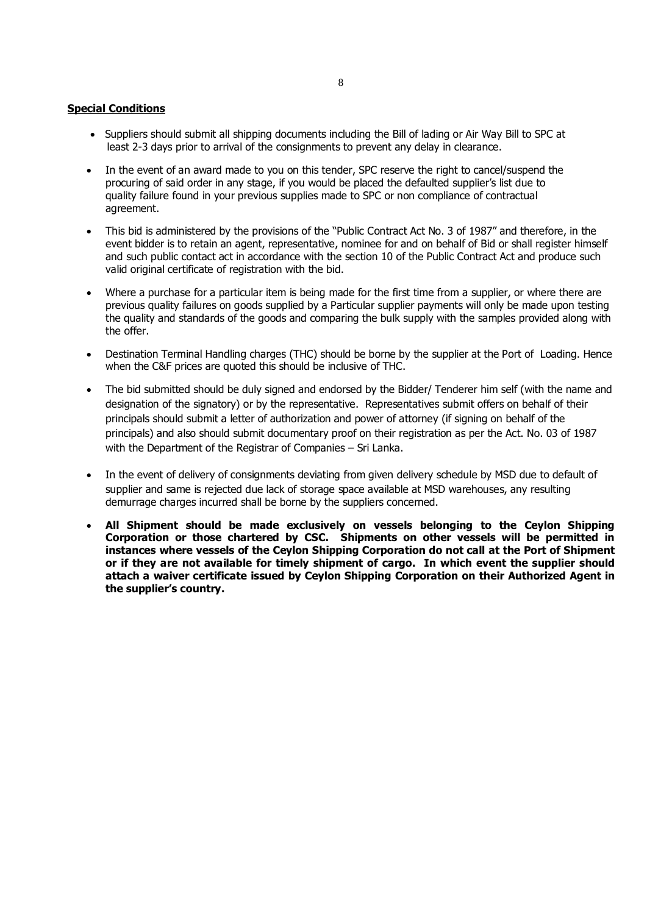**Special Conditions**

- Suppliers should submit all shipping documents including the Bill of lading or Air Way Bill to SPC at least 2-3 days prior to arrival of the consignments to prevent any delay in clearance.
- In the event of an award made to you on this tender, SPC reserve the right to cancel/suspend the procuring of said order in any stage, if you would be placed the defaulted supplier's list due to quality failure found in your previous supplies made to SPC or non compliance of contractual agreement.
- This bid is administered by the provisions of the "Public Contract Act No. 3 of 1987" and therefore, in the event bidder is to retain an agent, representative, nominee for and on behalf of Bid or shall register himself and such public contact act in accordance with the section 10 of the Public Contract Act and produce such valid original certificate of registration with the bid.
- Where a purchase for a particular item is being made for the first time from a supplier, or where there are previous quality failures on goods supplied by a Particular supplier payments will only be made upon testing the quality and standards of the goods and comparing the bulk supply with the samples provided along with the offer.
- Destination Terminal Handling charges (THC) should be borne by the supplier at the Port of Loading. Hence when the C&F prices are quoted this should be inclusive of THC.
- The bid submitted should be duly signed and endorsed by the Bidder/ Tenderer him self (with the name and designation of the signatory) or by the representative. Representatives submit offers on behalf of their principals should submit a letter of authorization and power of attorney (if signing on behalf of the principals) and also should submit documentary proof on their registration as per the Act. No. 03 of 1987 with the Department of the Registrar of Companies – Sri Lanka.
- In the event of delivery of consignments deviating from given delivery schedule by MSD due to default of supplier and same is rejected due lack of storage space available at MSD warehouses, any resulting demurrage charges incurred shall be borne by the suppliers concerned.
- **All Shipment should be made exclusively on vessels belonging to the Ceylon Shipping Corporation or those chartered by CSC. Shipments on other vessels will be permitted in instances where vessels of the Ceylon Shipping Corporation do not call at the Port of Shipment or if they are not available for timely shipment of cargo. In which event the supplier should attach a waiver certificate issued by Ceylon Shipping Corporation on their Authorized Agent in the supplier's country.**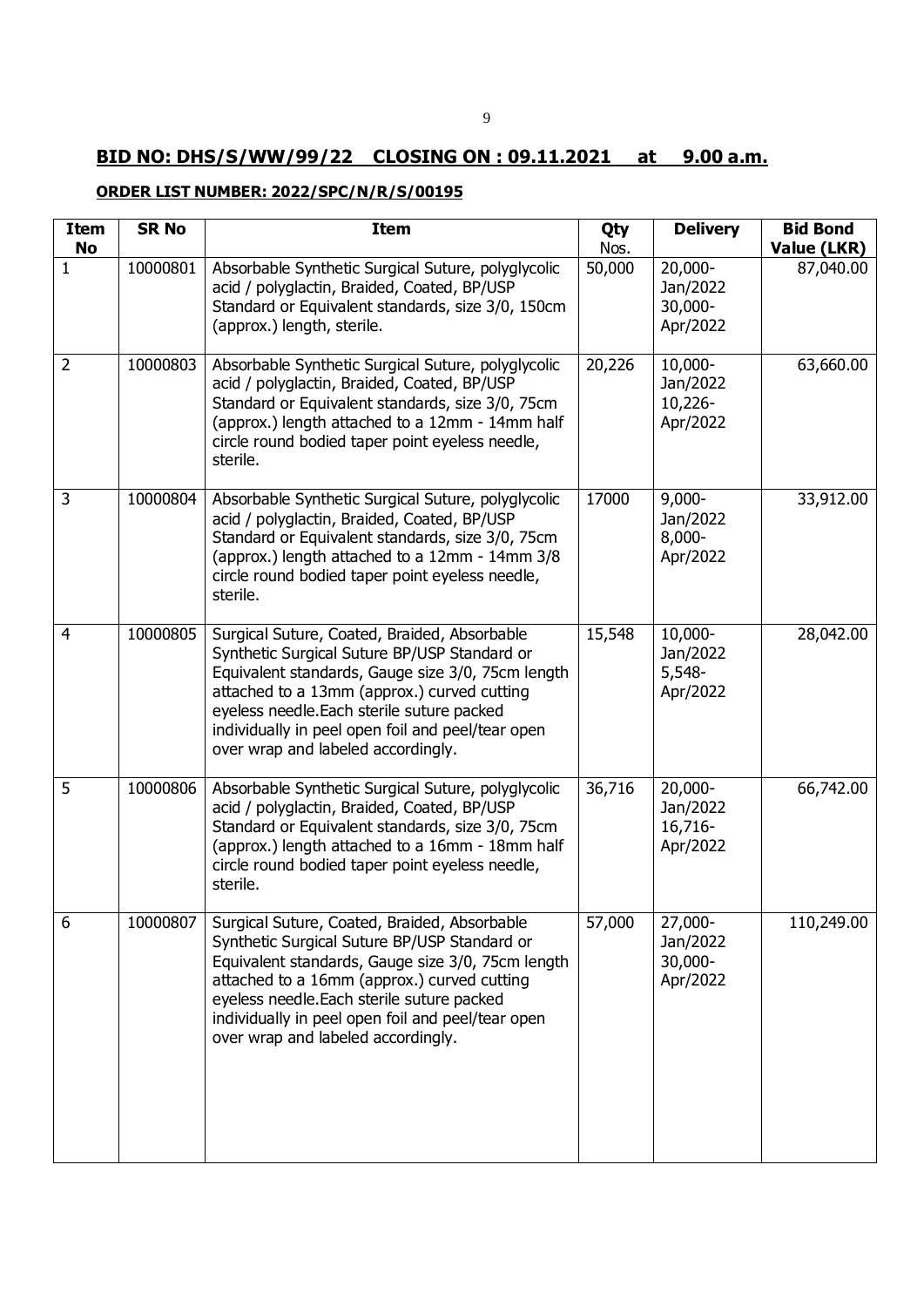**BID NO: DHS/S/WW/99/22 CLOSING ON : 09.11.2021 at 9.00 a.m.**

**ORDER LIST NUMBER: 2022/SPC/N/R/S/00195**

| Item No | SR No | Item | Qty Nos. | Delivery | Bid Bond Value (LKR) |
|---|---|---|---|---|---|
| 1 | 10000801 | Absorbable Synthetic Surgical Suture, polyglycolic acid / polyglactin, Braided, Coated, BP/USP Standard or Equivalent standards, size 3/0, 150cm (approx.) length, sterile. | 50,000 | 20,000-Jan/2022 30,000-Apr/2022 | 87,040.00 |
| 2 | 10000803 | Absorbable Synthetic Surgical Suture, polyglycolic acid / polyglactin, Braided, Coated, BP/USP Standard or Equivalent standards, size 3/0, 75cm (approx.) length attached to a 12mm - 14mm half circle round bodied taper point eyeless needle, sterile. | 20,226 | 10,000-Jan/2022 10,226-Apr/2022 | 63,660.00 |
| 3 | 10000804 | Absorbable Synthetic Surgical Suture, polyglycolic acid / polyglactin, Braided, Coated, BP/USP Standard or Equivalent standards, size 3/0, 75cm (approx.) length attached to a 12mm - 14mm 3/8 circle round bodied taper point eyeless needle, sterile. | 17000 | 9,000-Jan/2022 8,000-Apr/2022 | 33,912.00 |
| 4 | 10000805 | Surgical Suture, Coated, Braided, Absorbable Synthetic Surgical Suture BP/USP Standard or Equivalent standards, Gauge size 3/0, 75cm length attached to a 13mm (approx.) curved cutting eyeless needle.Each sterile suture packed individually in peel open foil and peel/tear open over wrap and labeled accordingly. | 15,548 | 10,000-Jan/2022 5,548-Apr/2022 | 28,042.00 |
| 5 | 10000806 | Absorbable Synthetic Surgical Suture, polyglycolic acid / polyglactin, Braided, Coated, BP/USP Standard or Equivalent standards, size 3/0, 75cm (approx.) length attached to a 16mm - 18mm half circle round bodied taper point eyeless needle, sterile. | 36,716 | 20,000-Jan/2022 16,716-Apr/2022 | 66,742.00 |
| 6 | 10000807 | Surgical Suture, Coated, Braided, Absorbable Synthetic Surgical Suture BP/USP Standard or Equivalent standards, Gauge size 3/0, 75cm length attached to a 16mm (approx.) curved cutting eyeless needle.Each sterile suture packed individually in peel open foil and peel/tear open over wrap and labeled accordingly. | 57,000 | 27,000-Jan/2022 30,000-Apr/2022 | 110,249.00 |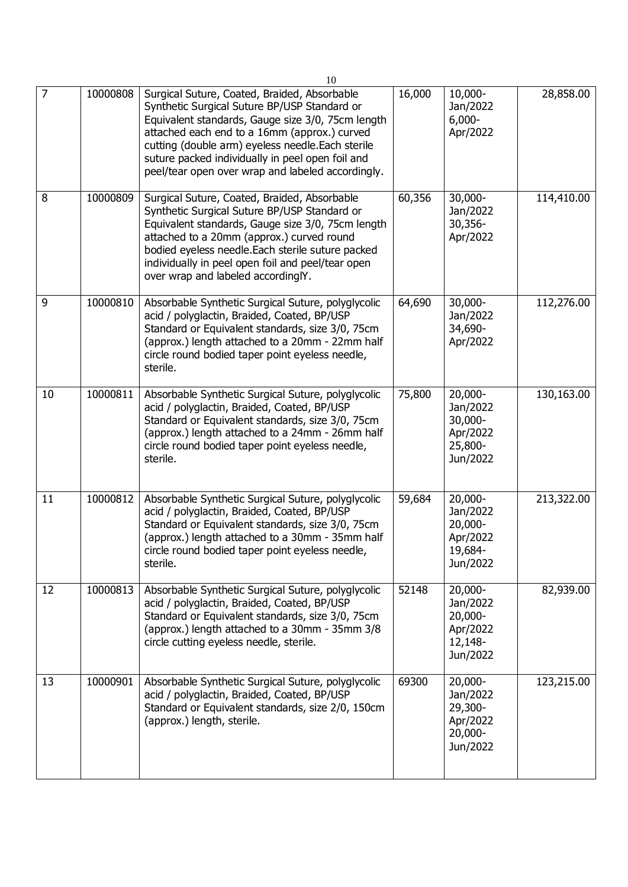| 7 | 10000808 | Surgical Suture, Coated, Braided, Absorbable Synthetic Surgical Suture BP/USP Standard or Equivalent standards, Gauge size 3/0, 75cm length attached each end to a 16mm (approx.) curved cutting (double arm) eyeless needle.Each sterile suture packed individually in peel open foil and peel/tear open over wrap and labeled accordingly. | 16,000 | 10,000-Jan/2022 6,000-Apr/2022 | 28,858.00 |
|---|---|---|---|---|---|
| 8 | 10000809 | Surgical Suture, Coated, Braided, Absorbable Synthetic Surgical Suture BP/USP Standard or Equivalent standards, Gauge size 3/0, 75cm length attached to a 20mm (approx.) curved round bodied eyeless needle.Each sterile suture packed individually in peel open foil and peel/tear open over wrap and labeled accordinglY. | 60,356 | 30,000-Jan/2022 30,356-Apr/2022 | 114,410.00 |
| 9 | 10000810 | Absorbable Synthetic Surgical Suture, polyglycolic acid / polyglactin, Braided, Coated, BP/USP Standard or Equivalent standards, size 3/0, 75cm (approx.) length attached to a 20mm - 22mm half circle round bodied taper point eyeless needle, sterile. | 64,690 | 30,000-Jan/2022 34,690-Apr/2022 | 112,276.00 |
| 10 | 10000811 | Absorbable Synthetic Surgical Suture, polyglycolic acid / polyglactin, Braided, Coated, BP/USP Standard or Equivalent standards, size 3/0, 75cm (approx.) length attached to a 24mm - 26mm half circle round bodied taper point eyeless needle, sterile. | 75,800 | 20,000-Jan/2022 30,000-Apr/2022 25,800-Jun/2022 | 130,163.00 |
| 11 | 10000812 | Absorbable Synthetic Surgical Suture, polyglycolic acid / polyglactin, Braided, Coated, BP/USP Standard or Equivalent standards, size 3/0, 75cm (approx.) length attached to a 30mm - 35mm half circle round bodied taper point eyeless needle, sterile. | 59,684 | 20,000-Jan/2022 20,000-Apr/2022 19,684-Jun/2022 | 213,322.00 |
| 12 | 10000813 | Absorbable Synthetic Surgical Suture, polyglycolic acid / polyglactin, Braided, Coated, BP/USP Standard or Equivalent standards, size 3/0, 75cm (approx.) length attached to a 30mm - 35mm 3/8 circle cutting eyeless needle, sterile. | 52148 | 20,000-Jan/2022 20,000-Apr/2022 12,148-Jun/2022 | 82,939.00 |
| 13 | 10000901 | Absorbable Synthetic Surgical Suture, polyglycolic acid / polyglactin, Braided, Coated, BP/USP Standard or Equivalent standards, size 2/0, 150cm (approx.) length, sterile. | 69300 | 20,000-Jan/2022 29,300-Apr/2022 20,000-Jun/2022 | 123,215.00 |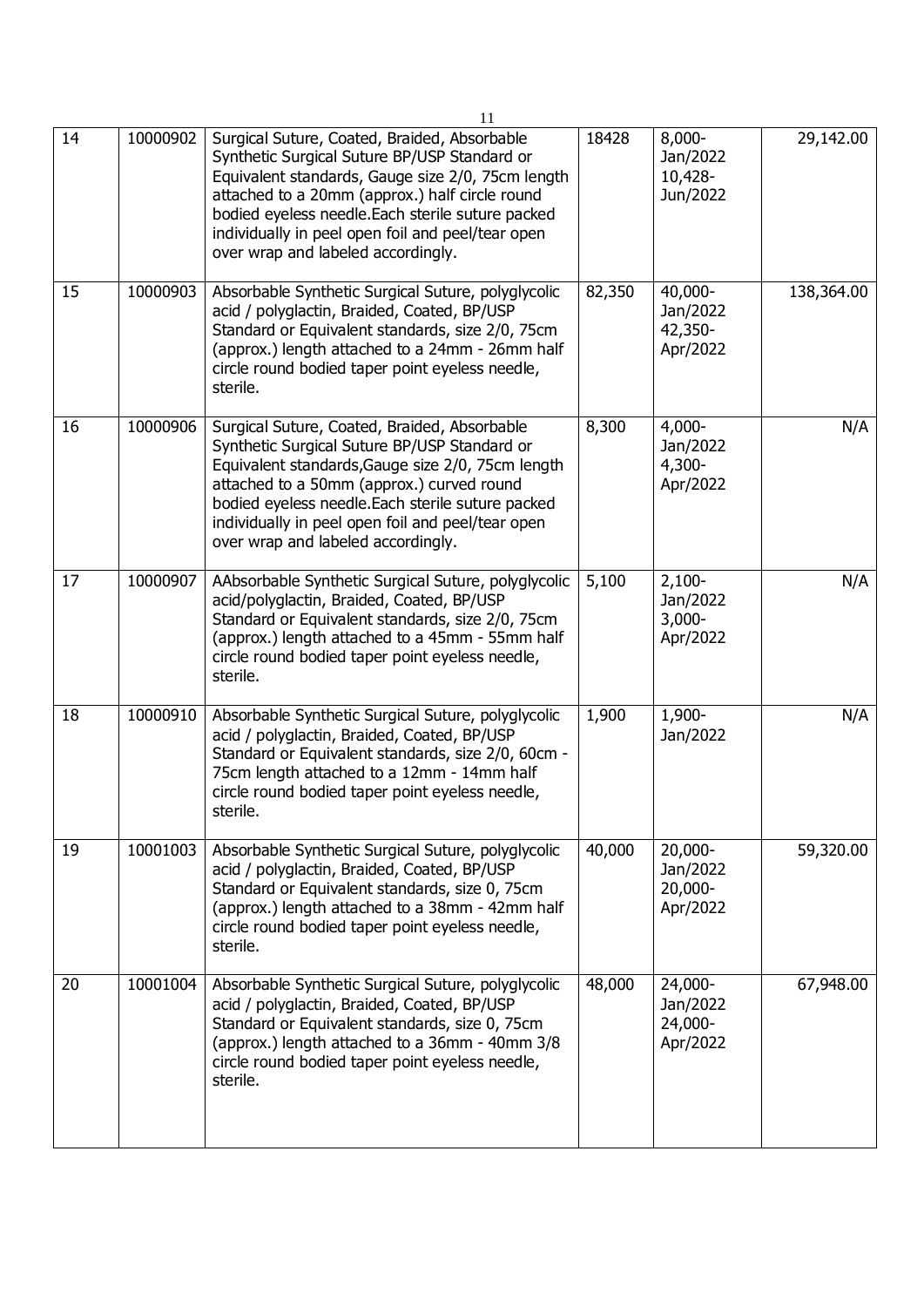| 14 | 10000902 | Surgical Suture, Coated, Braided, Absorbable Synthetic Surgical Suture BP/USP Standard or Equivalent standards, Gauge size 2/0, 75cm length attached to a 20mm (approx.) half circle round bodied eyeless needle.Each sterile suture packed individually in peel open foil and peel/tear open over wrap and labeled accordingly. | 18428 | 8,000-Jan/2022 10,428-Jun/2022 | 29,142.00 |
|---|---|---|---|---|---|
| 15 | 10000903 | Absorbable Synthetic Surgical Suture, polyglycolic acid / polyglactin, Braided, Coated, BP/USP Standard or Equivalent standards, size 2/0, 75cm (approx.) length attached to a 24mm - 26mm half circle round bodied taper point eyeless needle, sterile. | 82,350 | 40,000-Jan/2022 42,350-Apr/2022 | 138,364.00 |
| 16 | 10000906 | Surgical Suture, Coated, Braided, Absorbable Synthetic Surgical Suture BP/USP Standard or Equivalent standards,Gauge size 2/0, 75cm length attached to a 50mm (approx.) curved round bodied eyeless needle.Each sterile suture packed individually in peel open foil and peel/tear open over wrap and labeled accordingly. | 8,300 | 4,000-Jan/2022 4,300-Apr/2022 | N/A |
| 17 | 10000907 | AAbsorbable Synthetic Surgical Suture, polyglycolic acid/polyglactin, Braided, Coated, BP/USP Standard or Equivalent standards, size 2/0, 75cm (approx.) length attached to a 45mm - 55mm half circle round bodied taper point eyeless needle, sterile. | 5,100 | 2,100-Jan/2022 3,000-Apr/2022 | N/A |
| 18 | 10000910 | Absorbable Synthetic Surgical Suture, polyglycolic acid / polyglactin, Braided, Coated, BP/USP Standard or Equivalent standards, size 2/0, 60cm - 75cm length attached to a 12mm - 14mm half circle round bodied taper point eyeless needle, sterile. | 1,900 | 1,900-Jan/2022 | N/A |
| 19 | 10001003 | Absorbable Synthetic Surgical Suture, polyglycolic acid / polyglactin, Braided, Coated, BP/USP Standard or Equivalent standards, size 0, 75cm (approx.) length attached to a 38mm - 42mm half circle round bodied taper point eyeless needle, sterile. | 40,000 | 20,000-Jan/2022 20,000-Apr/2022 | 59,320.00 |
| 20 | 10001004 | Absorbable Synthetic Surgical Suture, polyglycolic acid / polyglactin, Braided, Coated, BP/USP Standard or Equivalent standards, size 0, 75cm (approx.) length attached to a 36mm - 40mm 3/8 circle round bodied taper point eyeless needle, sterile. | 48,000 | 24,000-Jan/2022 24,000-Apr/2022 | 67,948.00 |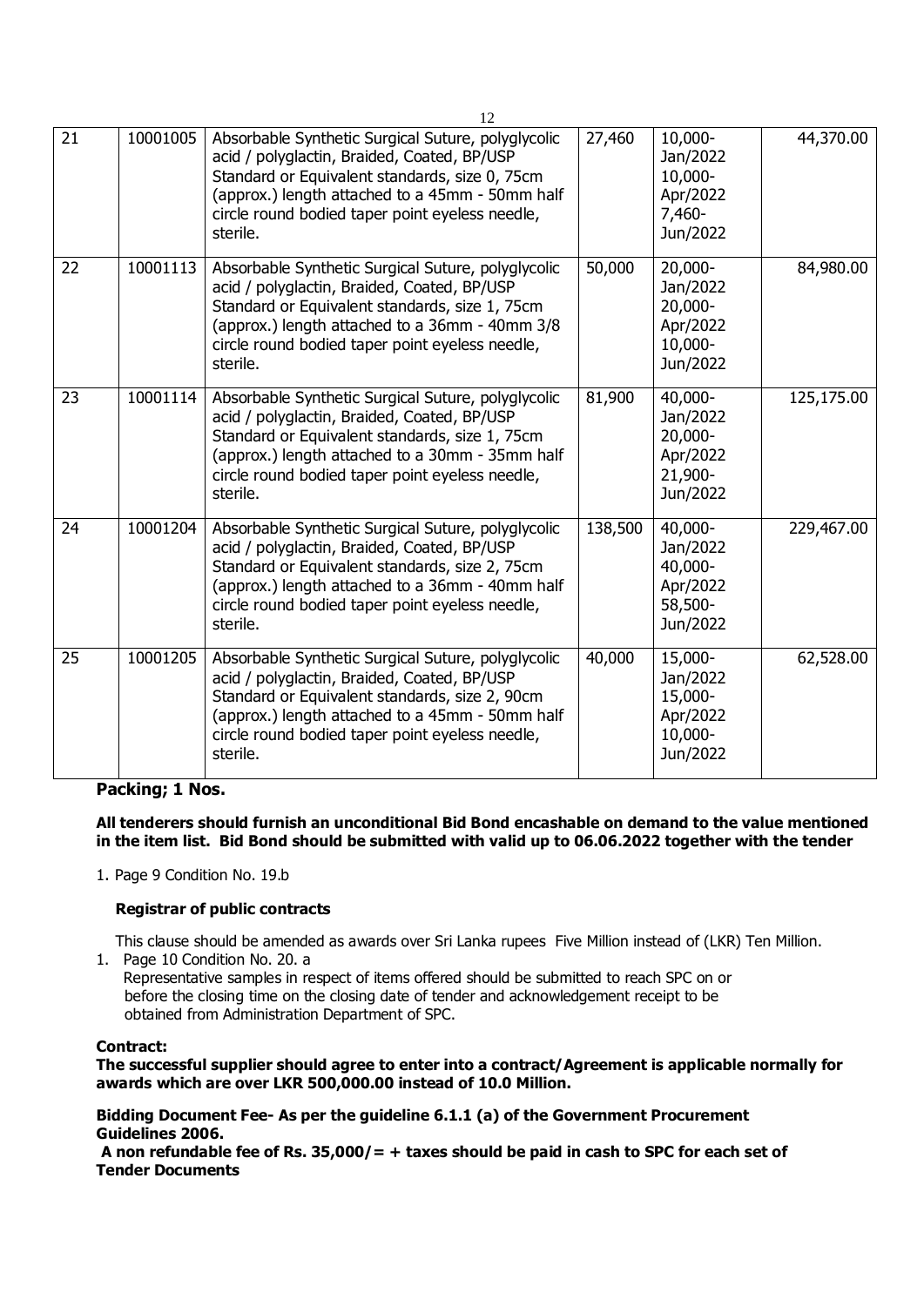| 21 | 10001005 | Absorbable Synthetic Surgical Suture, polyglycolic acid / polyglactin, Braided, Coated, BP/USP Standard or Equivalent standards, size 0, 75cm (approx.) length attached to a 45mm - 50mm half circle round bodied taper point eyeless needle, sterile. | 27,460 | 10,000-Jan/2022 10,000-Apr/2022 7,460-Jun/2022 | 44,370.00 |
|---|---|---|---|---|---|
| 22 | 10001113 | Absorbable Synthetic Surgical Suture, polyglycolic acid / polyglactin, Braided, Coated, BP/USP Standard or Equivalent standards, size 1, 75cm (approx.) length attached to a 36mm - 40mm 3/8 circle round bodied taper point eyeless needle, sterile. | 50,000 | 20,000-Jan/2022 20,000-Apr/2022 10,000-Jun/2022 | 84,980.00 |
| 23 | 10001114 | Absorbable Synthetic Surgical Suture, polyglycolic acid / polyglactin, Braided, Coated, BP/USP Standard or Equivalent standards, size 1, 75cm (approx.) length attached to a 30mm - 35mm half circle round bodied taper point eyeless needle, sterile. | 81,900 | 40,000-Jan/2022 20,000-Apr/2022 21,900-Jun/2022 | 125,175.00 |
| 24 | 10001204 | Absorbable Synthetic Surgical Suture, polyglycolic acid / polyglactin, Braided, Coated, BP/USP Standard or Equivalent standards, size 2, 75cm (approx.) length attached to a 36mm - 40mm half circle round bodied taper point eyeless needle, sterile. | 138,500 | 40,000-Jan/2022 40,000-Apr/2022 58,500-Jun/2022 | 229,467.00 |
| 25 | 10001205 | Absorbable Synthetic Surgical Suture, polyglycolic acid / polyglactin, Braided, Coated, BP/USP Standard or Equivalent standards, size 2, 90cm (approx.) length attached to a 45mm - 50mm half circle round bodied taper point eyeless needle, sterile. | 40,000 | 15,000-Jan/2022 15,000-Apr/2022 10,000-Jun/2022 | 62,528.00 |

**Packing; 1 Nos.**

**All tenderers should furnish an unconditional Bid Bond encashable on demand to the value mentioned in the item list. Bid Bond should be submitted with valid up to 06.06.2022 together with the tender**

1. Page 9 Condition No. 19.b

**Registrar of public contracts**

This clause should be amended as awards over Sri Lanka rupees Five Million instead of (LKR) Ten Million.

1. Page 10 Condition No. 20. a
   Representative samples in respect of items offered should be submitted to reach SPC on or before the closing time on the closing date of tender and acknowledgement receipt to be obtained from Administration Department of SPC.

**Contract:**

**The successful supplier should agree to enter into a contract/Agreement is applicable normally for awards which are over LKR 500,000.00 instead of 10.0 Million.**

**Bidding Document Fee- As per the guideline 6.1.1 (a) of the Government Procurement Guidelines 2006.**

**A non refundable fee of Rs. 35,000/= + taxes should be paid in cash to SPC for each set of Tender Documents**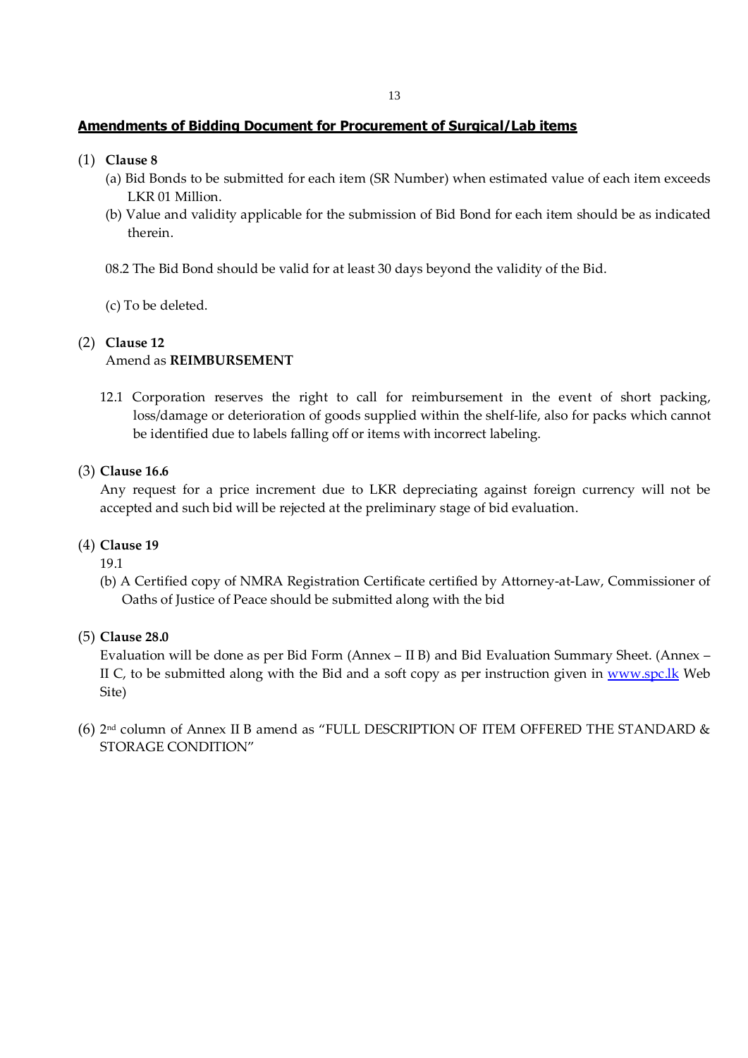## **Amendments of Bidding Document for Procurement of Surgical/Lab items**

(1) **Clause 8**

(a) Bid Bonds to be submitted for each item (SR Number) when estimated value of each item exceeds LKR 01 Million.

(b) Value and validity applicable for the submission of Bid Bond for each item should be as indicated therein.

08.2 The Bid Bond should be valid for at least 30 days beyond the validity of the Bid.

(c) To be deleted.

(2) **Clause 12**

Amend as **REIMBURSEMENT**

12.1 Corporation reserves the right to call for reimbursement in the event of short packing, loss/damage or deterioration of goods supplied within the shelf-life, also for packs which cannot be identified due to labels falling off or items with incorrect labeling.

(3) **Clause 16.6**

Any request for a price increment due to LKR depreciating against foreign currency will not be accepted and such bid will be rejected at the preliminary stage of bid evaluation.

(4) **Clause 19**

19.1

(b) A Certified copy of NMRA Registration Certificate certified by Attorney-at-Law, Commissioner of Oaths of Justice of Peace should be submitted along with the bid

(5) **Clause 28.0**

Evaluation will be done as per Bid Form (Annex – II B) and Bid Evaluation Summary Sheet. (Annex – II C, to be submitted along with the Bid and a soft copy as per instruction given in www.spc.lk Web Site)

(6) 2nd column of Annex II B amend as "FULL DESCRIPTION OF ITEM OFFERED THE STANDARD & STORAGE CONDITION"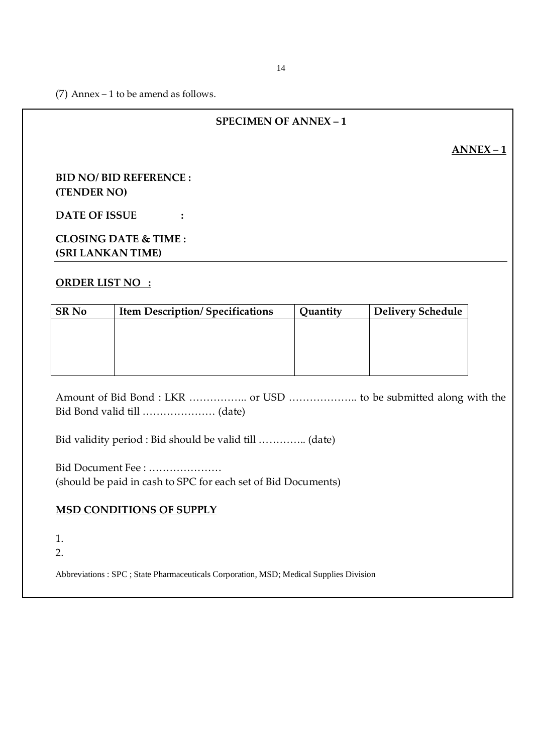(7) Annex – 1 to be amend as follows.

**SPECIMEN OF ANNEX – 1**

**ANNEX – 1**

**BID NO/ BID REFERENCE :**
**(TENDER NO)**

**DATE OF ISSUE :**

**CLOSING DATE & TIME :**
**(SRI LANKAN TIME)**

---

**ORDER LIST NO :**

| SR No | Item Description/ Specifications | Quantity | Delivery Schedule |
|---|---|---|---|
| | | | |

Amount of Bid Bond : LKR …………….. or USD ……………….. to be submitted along with the Bid Bond valid till ………………… (date)

Bid validity period : Bid should be valid till …………. (date)

Bid Document Fee : …………………
(should be paid in cash to SPC for each set of Bid Documents)

**MSD CONDITIONS OF SUPPLY**

1.
2.

Abbreviations : SPC ; State Pharmaceuticals Corporation, MSD; Medical Supplies Division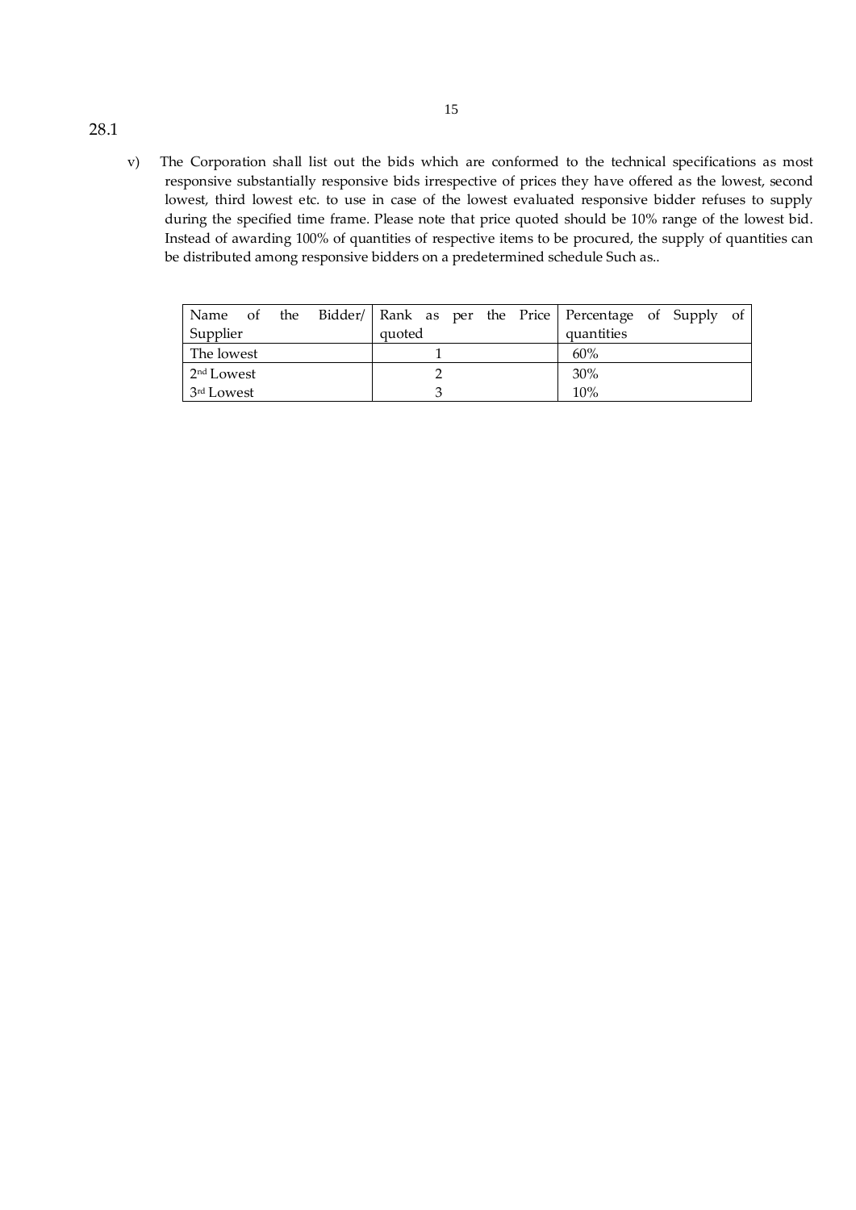28.1

v) The Corporation shall list out the bids which are conformed to the technical specifications as most responsive substantially responsive bids irrespective of prices they have offered as the lowest, second lowest, third lowest etc. to use in case of the lowest evaluated responsive bidder refuses to supply during the specified time frame. Please note that price quoted should be 10% range of the lowest bid. Instead of awarding 100% of quantities of respective items to be procured, the supply of quantities can be distributed among responsive bidders on a predetermined schedule Such as..

| Name of the Bidder/ Supplier | Rank as per the Price quoted | Percentage of Supply of quantities |
|---|---|---|
| The lowest | 1 | 60% |
| 2nd Lowest | 2 | 30% |
| 3rd Lowest | 3 | 10% |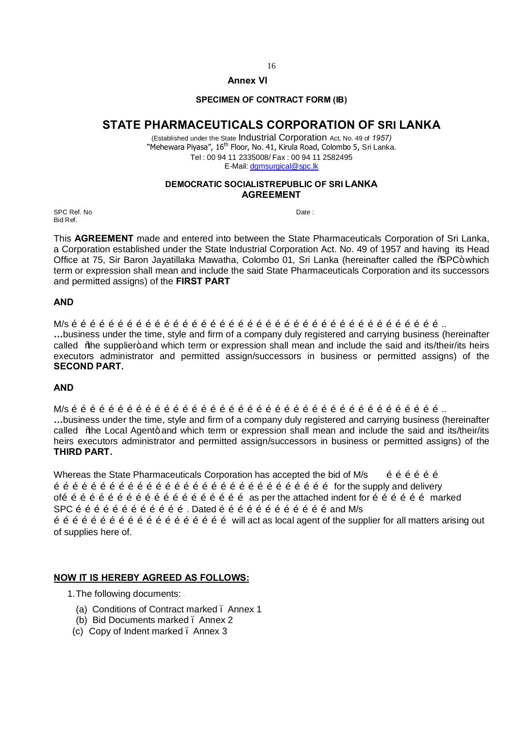## Annex VI

### SPECIMEN OF CONTRACT FORM (IB)

# STATE PHARMACEUTICALS CORPORATION OF SRI LANKA

(Established under the State Industrial Corporation Act, No. 49 of *1957)*
"Mehewara Piyasa", 16th Floor, No. 41, Kirula Road, Colombo 5, Sri Lanka.
Tel : 00 94 11 2335008/ Fax : 00 94 11 2582495
E-Mail: dgmsurgical@spc.lk

### DEMOCRATIC SOCIALISTREPUBLIC OF SRI LANKA
### AGREEMENT

SPC Ref. No                                                                                                   Date :
Bid Ref.

This **AGREEMENT** made and entered into between the State Pharmaceuticals Corporation of Sri Lanka, a Corporation established under the State Industrial Corporation Act. No. 49 of 1957 and having its Head Office at 75, Sir Baron Jayatillaka Mawatha, Colombo 01, Sri Lanka (hereinafter called the "SPC" which term or expression shall mean and include the said State Pharmaceuticals Corporation and its successors and permitted assigns) of the **FIRST PART**

**AND**

M/s ……………………………………………………………………………………..
…business under the time, style and firm of a company duly registered and carrying business (hereinafter called "the supplier" and which term or expression shall mean and include the said and its/their/its heirs executors administrator and permitted assign/successors in business or permitted assigns) of the **SECOND PART.**

**AND**

M/s ……………………………………………………………………………………..
…business under the time, style and firm of a company duly registered and carrying business (hereinafter called "the Local Agent" and which term or expression shall mean and include the said and its/their/its heirs executors administrator and permitted assign/successors in business or permitted assigns) of the **THIRD PART.**

Whereas the State Pharmaceuticals Corporation has accepted the bid of M/s ………………
………………………………………………………… for the supply and delivery of……………………………………………… as per the attached indent for ……………… marked SPC ………………………… . Dated …………………………… and M/s
……………………………………………… will act as local agent of the supplier for all matters arising out of supplies here of.

**NOW IT IS HEREBY AGREED AS FOLLOWS:**

1. The following documents:
   (a) Conditions of Contract marked – Annex 1
   (b) Bid Documents marked – Annex 2
   (c) Copy of Indent marked – Annex 3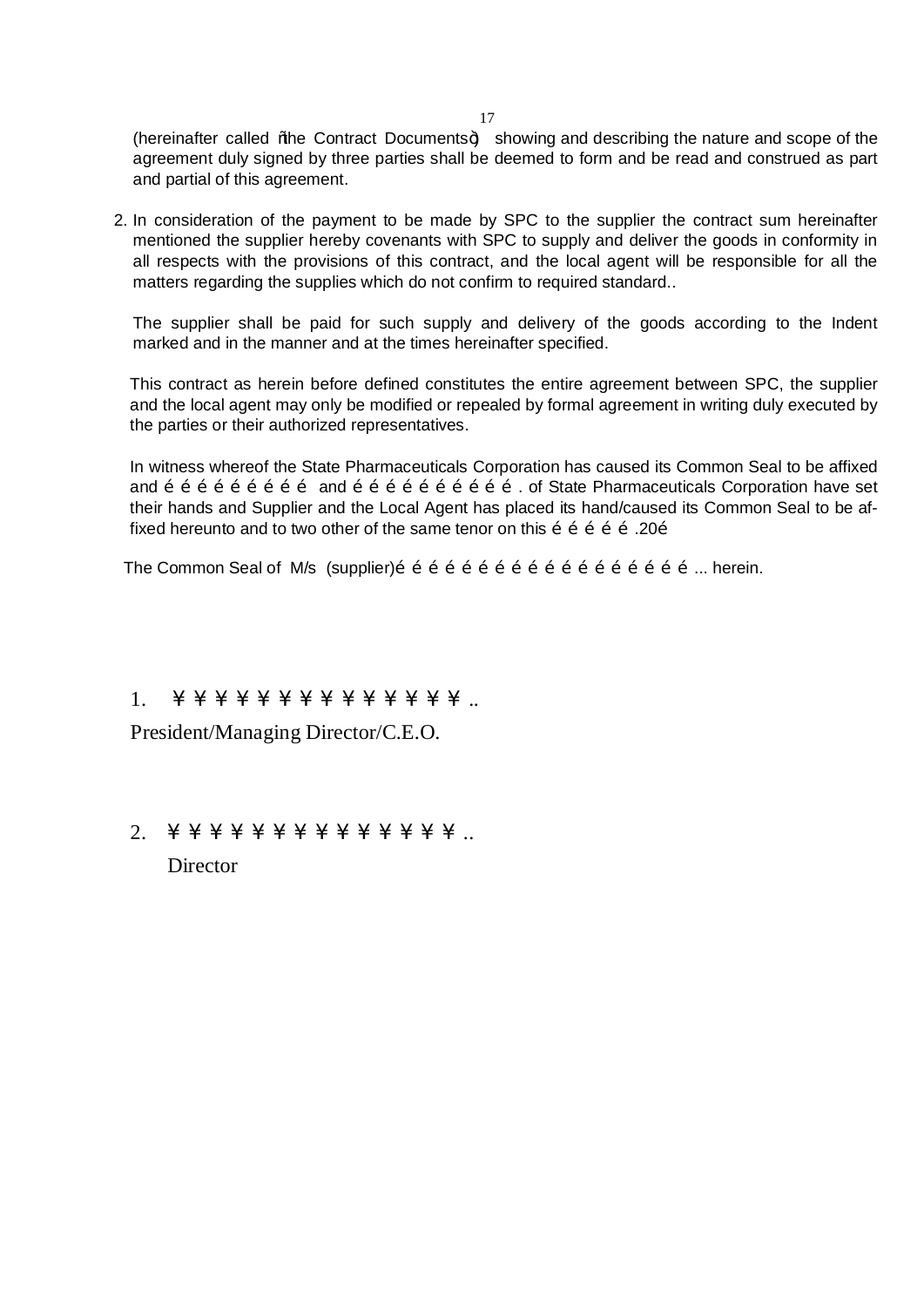(hereinafter called ñthe Contract Documentsò) showing and describing the nature and scope of the agreement duly signed by three parties shall be deemed to form and be read and construed as part and partial of this agreement.

2. In consideration of the payment to be made by SPC to the supplier the contract sum hereinafter mentioned the supplier hereby covenants with SPC to supply and deliver the goods in conformity in all respects with the provisions of this contract, and the local agent will be responsible for all the matters regarding the supplies which do not confirm to required standard..

   The supplier shall be paid for such supply and delivery of the goods according to the Indent marked and in the manner and at the times hereinafter specified.

   This contract as herein before defined constitutes the entire agreement between SPC, the supplier and the local agent may only be modified or repealed by formal agreement in writing duly executed by the parties or their authorized representatives.

   In witness whereof the State Pharmaceuticals Corporation has caused its Common Seal to be affixed and é é é é é é é é é é and é é é é é é é é é é é . of State Pharmaceuticals Corporation have set their hands and Supplier and the Local Agent has placed its hand/caused its Common Seal to be affixed hereunto and to two other of the same tenor on this é é é é é .20é

The Common Seal of M/s (supplier)é é é é é é é é é é é é é é é é é é é ... herein.

1. ¥ ¥ ¥ ¥ ¥ ¥ ¥ ¥ ¥ ¥ ¥ ¥ ¥ ¥ ..

   President/Managing Director/C.E.O.

2. ¥ ¥ ¥ ¥ ¥ ¥ ¥ ¥ ¥ ¥ ¥ ¥ ¥ ¥ ..

   Director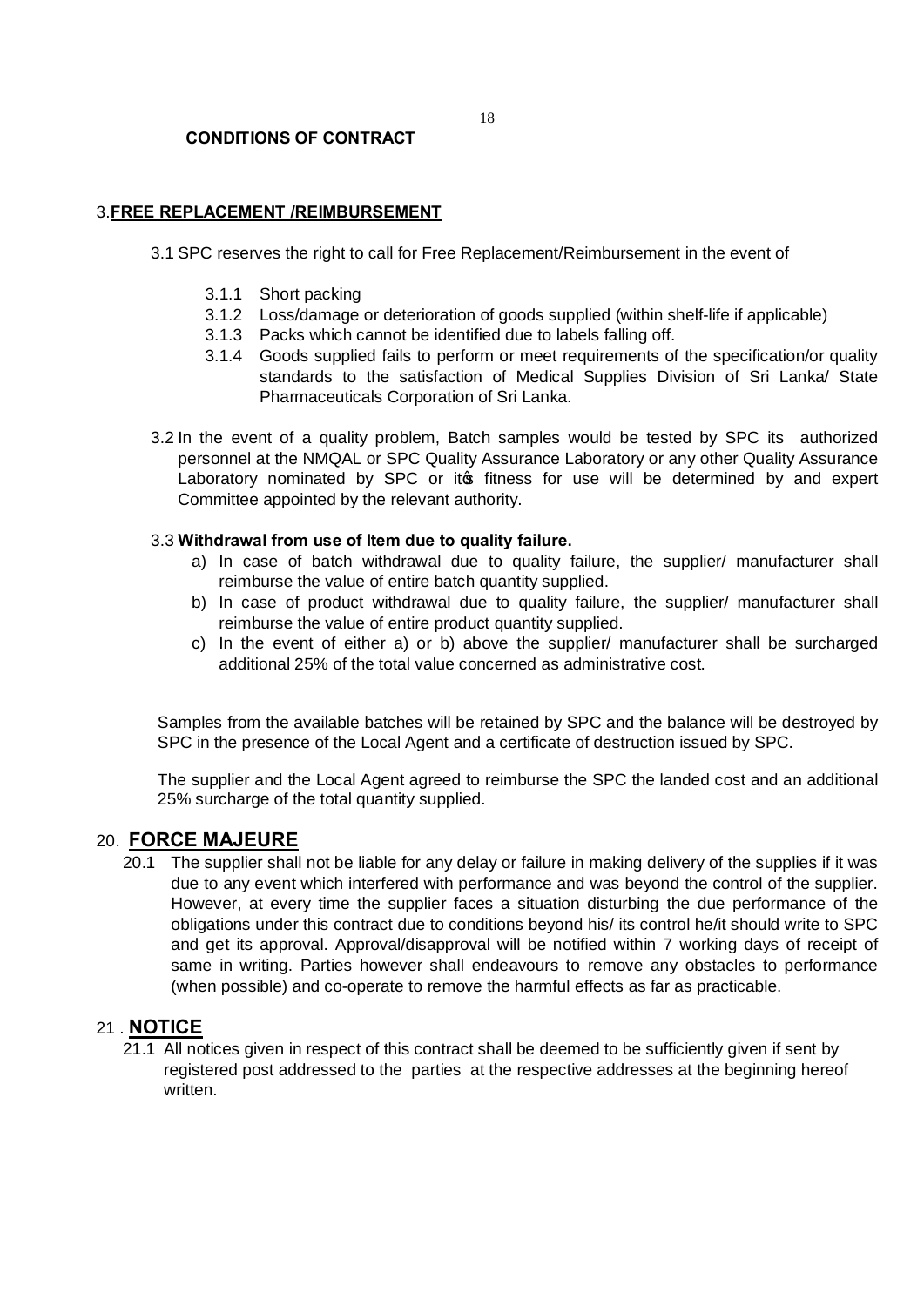**CONDITIONS OF CONTRACT**

## 3. **FREE REPLACEMENT /REIMBURSEMENT**

3.1 SPC reserves the right to call for Free Replacement/Reimbursement in the event of

- 3.1.1 Short packing
- 3.1.2 Loss/damage or deterioration of goods supplied (within shelf-life if applicable)
- 3.1.3 Packs which cannot be identified due to labels falling off.
- 3.1.4 Goods supplied fails to perform or meet requirements of the specification/or quality standards to the satisfaction of Medical Supplies Division of Sri Lanka/ State Pharmaceuticals Corporation of Sri Lanka.

3.2 In the event of a quality problem, Batch samples would be tested by SPC its authorized personnel at the NMQAL or SPC Quality Assurance Laboratory or any other Quality Assurance Laboratory nominated by SPC or it's fitness for use will be determined by and expert Committee appointed by the relevant authority.

3.3 **Withdrawal from use of Item due to quality failure.**

a) In case of batch withdrawal due to quality failure, the supplier/ manufacturer shall reimburse the value of entire batch quantity supplied.

b) In case of product withdrawal due to quality failure, the supplier/ manufacturer shall reimburse the value of entire product quantity supplied.

c) In the event of either a) or b) above the supplier/ manufacturer shall be surcharged additional 25% of the total value concerned as administrative cost.

Samples from the available batches will be retained by SPC and the balance will be destroyed by SPC in the presence of the Local Agent and a certificate of destruction issued by SPC.

The supplier and the Local Agent agreed to reimburse the SPC the landed cost and an additional 25% surcharge of the total quantity supplied.

## 20. **FORCE MAJEURE**

20.1 The supplier shall not be liable for any delay or failure in making delivery of the supplies if it was due to any event which interfered with performance and was beyond the control of the supplier. However, at every time the supplier faces a situation disturbing the due performance of the obligations under this contract due to conditions beyond his/ its control he/it should write to SPC and get its approval. Approval/disapproval will be notified within 7 working days of receipt of same in writing. Parties however shall endeavours to remove any obstacles to performance (when possible) and co-operate to remove the harmful effects as far as practicable.

## 21 . **NOTICE**

21.1 All notices given in respect of this contract shall be deemed to be sufficiently given if sent by registered post addressed to the parties at the respective addresses at the beginning hereof written.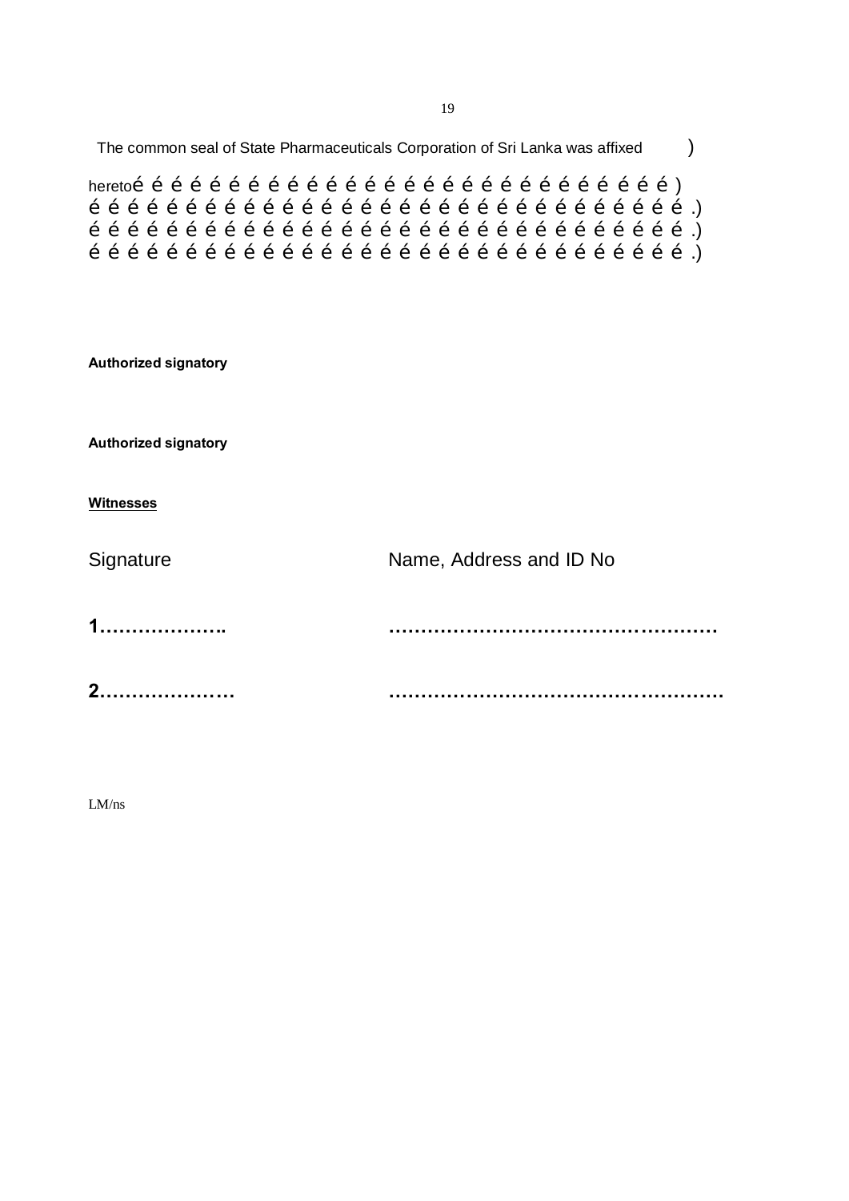The common seal of State Pharmaceuticals Corporation of Sri Lanka was affixed )

heretoé é é é é é é é é é é é é é é é é é é é é é é é é é é é )
é é é é é é é é é é é é é é é é é é é é é é é é é é é é é é .)
é é é é é é é é é é é é é é é é é é é é é é é é é é é é é é .)
é é é é é é é é é é é é é é é é é é é é é é é é é é é é é é .)

**Authorized signatory**

**Authorized signatory**

**<u>Witnesses</u>**

| Signature | Name, Address and ID No |
| --- | --- |
| **1……………….** | **……………………………………………** |
| **2…………………** | **……………………………………………** |

LM/ns